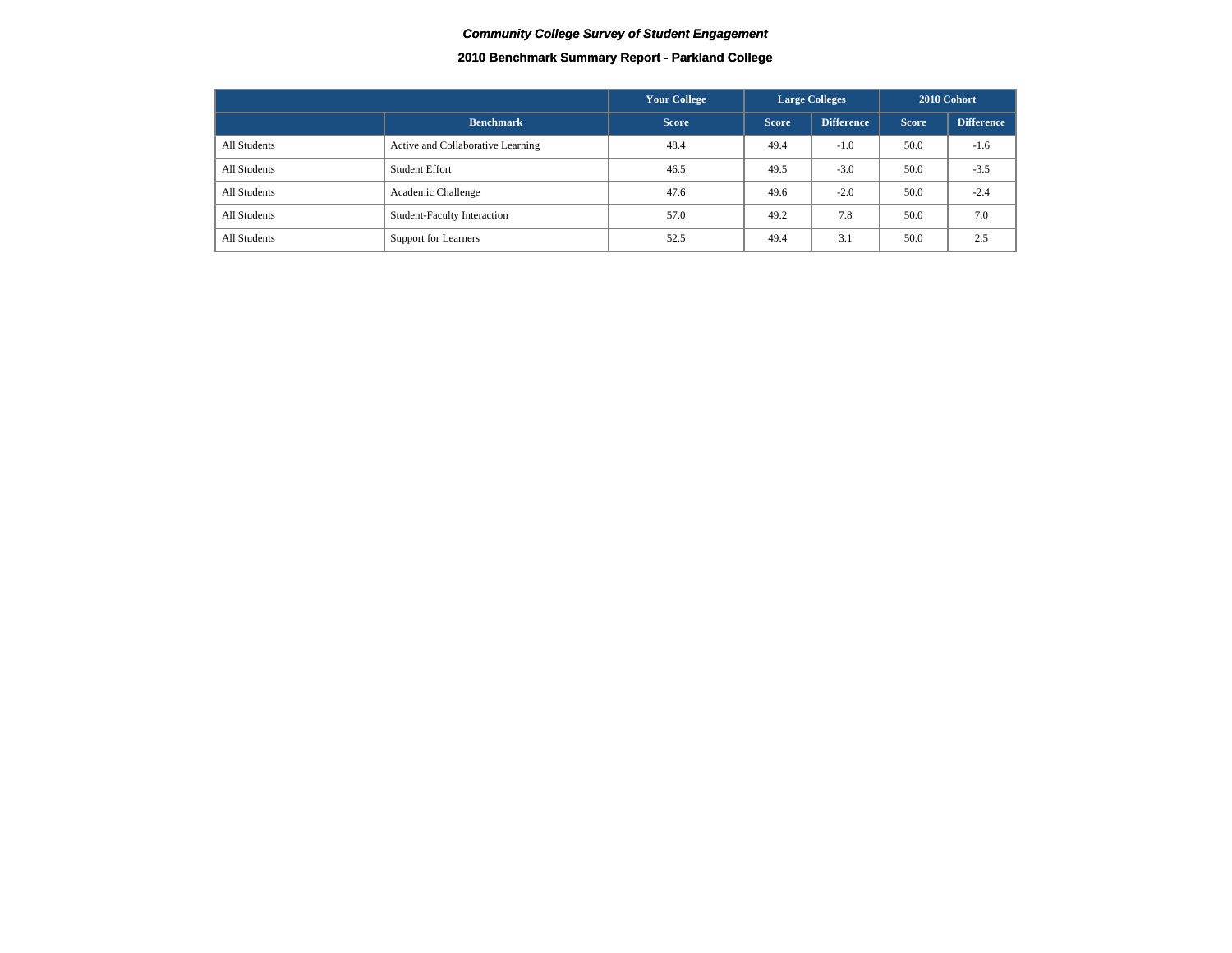*Community College Survey of Student Engagement*

**2010 Benchmark Summary Report - Parkland College**

| | | Your College | Large Colleges | | 2010 Cohort | |
|---|---|---|---|---|---|---|
| | Benchmark | Score | Score | Difference | Score | Difference |
| All Students | Active and Collaborative Learning | 48.4 | 49.4 | -1.0 | 50.0 | -1.6 |
| All Students | Student Effort | 46.5 | 49.5 | -3.0 | 50.0 | -3.5 |
| All Students | Academic Challenge | 47.6 | 49.6 | -2.0 | 50.0 | -2.4 |
| All Students | Student-Faculty Interaction | 57.0 | 49.2 | 7.8 | 50.0 | 7.0 |
| All Students | Support for Learners | 52.5 | 49.4 | 3.1 | 50.0 | 2.5 |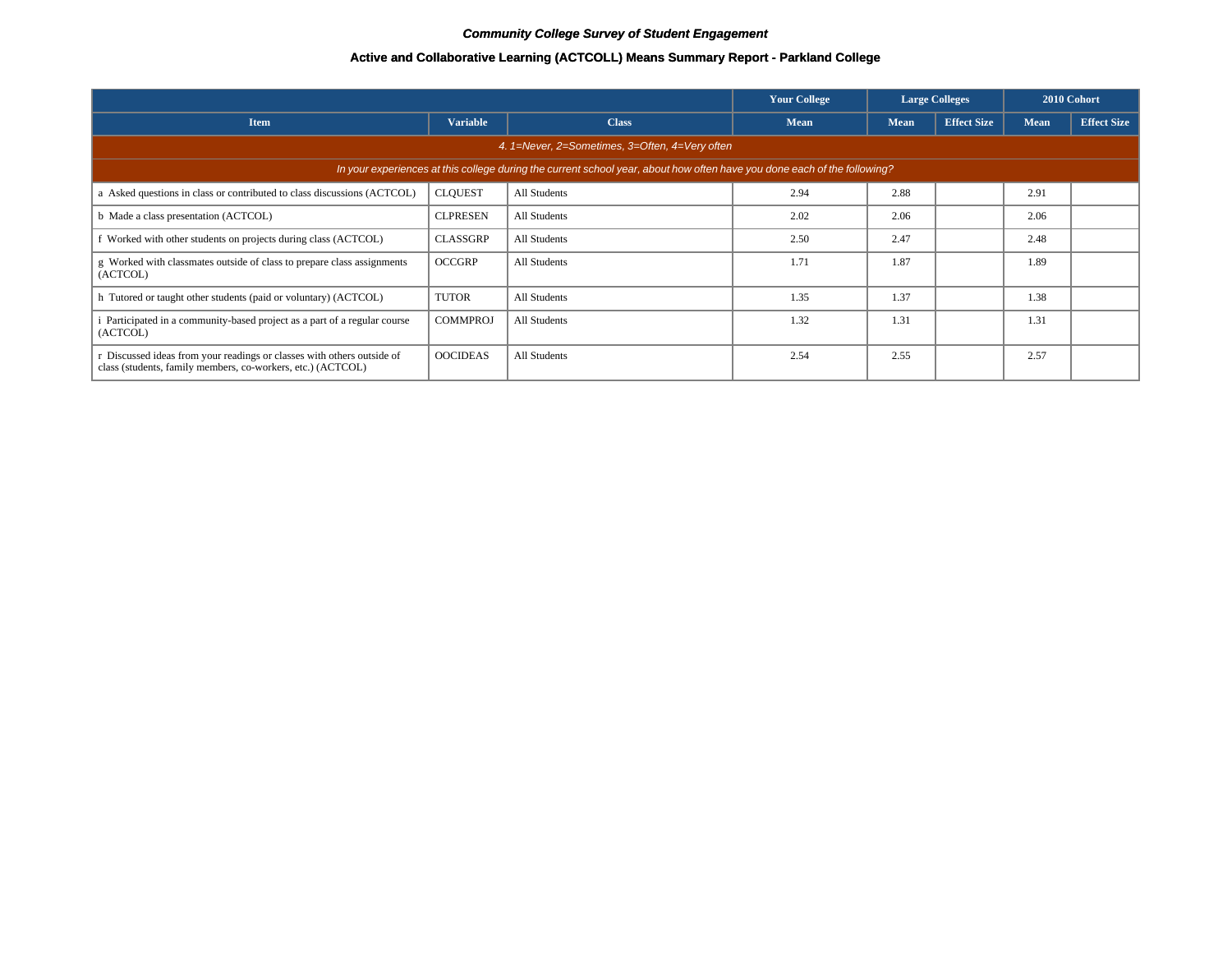*Community College Survey of Student Engagement*

**Active and Collaborative Learning (ACTCOLL) Means Summary Report - Parkland College**

| | | | Your College | Large Colleges | | 2010 Cohort | |
|---|---|---|---|---|---|---|---|
| Item | Variable | Class | Mean | Mean | Effect Size | Mean | Effect Size |
| *4. 1=Never, 2=Sometimes, 3=Often, 4=Very often* | | | | | | | |
| *In your experiences at this college during the current school year, about how often have you done each of the following?* | | | | | | | |
| a Asked questions in class or contributed to class discussions (ACTCOL) | CLQUEST | All Students | 2.94 | 2.88 | | 2.91 | |
| b Made a class presentation (ACTCOL) | CLPRESEN | All Students | 2.02 | 2.06 | | 2.06 | |
| f Worked with other students on projects during class (ACTCOL) | CLASSGRP | All Students | 2.50 | 2.47 | | 2.48 | |
| g Worked with classmates outside of class to prepare class assignments (ACTCOL) | OCCGRP | All Students | 1.71 | 1.87 | | 1.89 | |
| h Tutored or taught other students (paid or voluntary) (ACTCOL) | TUTOR | All Students | 1.35 | 1.37 | | 1.38 | |
| i Participated in a community-based project as a part of a regular course (ACTCOL) | COMMPROJ | All Students | 1.32 | 1.31 | | 1.31 | |
| r Discussed ideas from your readings or classes with others outside of class (students, family members, co-workers, etc.) (ACTCOL) | OOCIDEAS | All Students | 2.54 | 2.55 | | 2.57 | |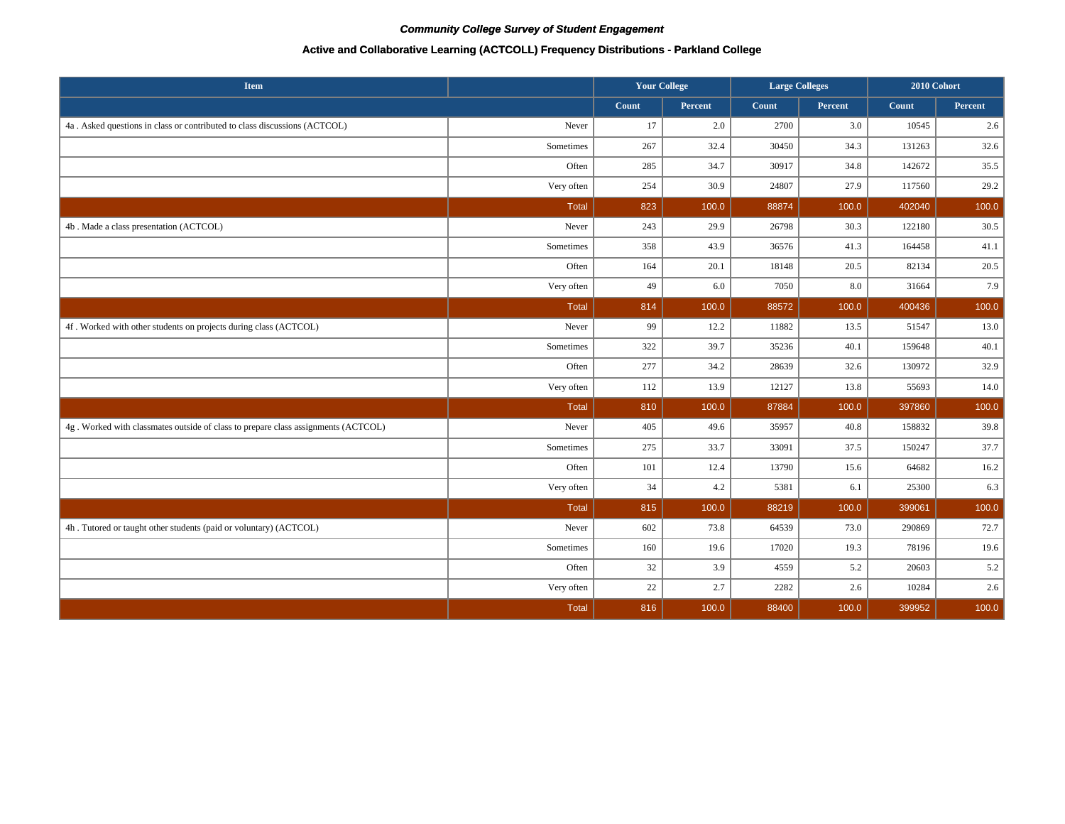***Community College Survey of Student Engagement***

**Active and Collaborative Learning (ACTCOLL) Frequency Distributions - Parkland College**

| Item | | Your College | | Large Colleges | | 2010 Cohort | |
|---|---|---|---|---|---|---|---|
| | | Count | Percent | Count | Percent | Count | Percent |
| 4a . Asked questions in class or contributed to class discussions (ACTCOL) | Never | 17 | 2.0 | 2700 | 3.0 | 10545 | 2.6 |
| | Sometimes | 267 | 32.4 | 30450 | 34.3 | 131263 | 32.6 |
| | Often | 285 | 34.7 | 30917 | 34.8 | 142672 | 35.5 |
| | Very often | 254 | 30.9 | 24807 | 27.9 | 117560 | 29.2 |
| | Total | 823 | 100.0 | 88874 | 100.0 | 402040 | 100.0 |
| 4b . Made a class presentation (ACTCOL) | Never | 243 | 29.9 | 26798 | 30.3 | 122180 | 30.5 |
| | Sometimes | 358 | 43.9 | 36576 | 41.3 | 164458 | 41.1 |
| | Often | 164 | 20.1 | 18148 | 20.5 | 82134 | 20.5 |
| | Very often | 49 | 6.0 | 7050 | 8.0 | 31664 | 7.9 |
| | Total | 814 | 100.0 | 88572 | 100.0 | 400436 | 100.0 |
| 4f . Worked with other students on projects during class (ACTCOL) | Never | 99 | 12.2 | 11882 | 13.5 | 51547 | 13.0 |
| | Sometimes | 322 | 39.7 | 35236 | 40.1 | 159648 | 40.1 |
| | Often | 277 | 34.2 | 28639 | 32.6 | 130972 | 32.9 |
| | Very often | 112 | 13.9 | 12127 | 13.8 | 55693 | 14.0 |
| | Total | 810 | 100.0 | 87884 | 100.0 | 397860 | 100.0 |
| 4g . Worked with classmates outside of class to prepare class assignments (ACTCOL) | Never | 405 | 49.6 | 35957 | 40.8 | 158832 | 39.8 |
| | Sometimes | 275 | 33.7 | 33091 | 37.5 | 150247 | 37.7 |
| | Often | 101 | 12.4 | 13790 | 15.6 | 64682 | 16.2 |
| | Very often | 34 | 4.2 | 5381 | 6.1 | 25300 | 6.3 |
| | Total | 815 | 100.0 | 88219 | 100.0 | 399061 | 100.0 |
| 4h . Tutored or taught other students (paid or voluntary) (ACTCOL) | Never | 602 | 73.8 | 64539 | 73.0 | 290869 | 72.7 |
| | Sometimes | 160 | 19.6 | 17020 | 19.3 | 78196 | 19.6 |
| | Often | 32 | 3.9 | 4559 | 5.2 | 20603 | 5.2 |
| | Very often | 22 | 2.7 | 2282 | 2.6 | 10284 | 2.6 |
| | Total | 816 | 100.0 | 88400 | 100.0 | 399952 | 100.0 |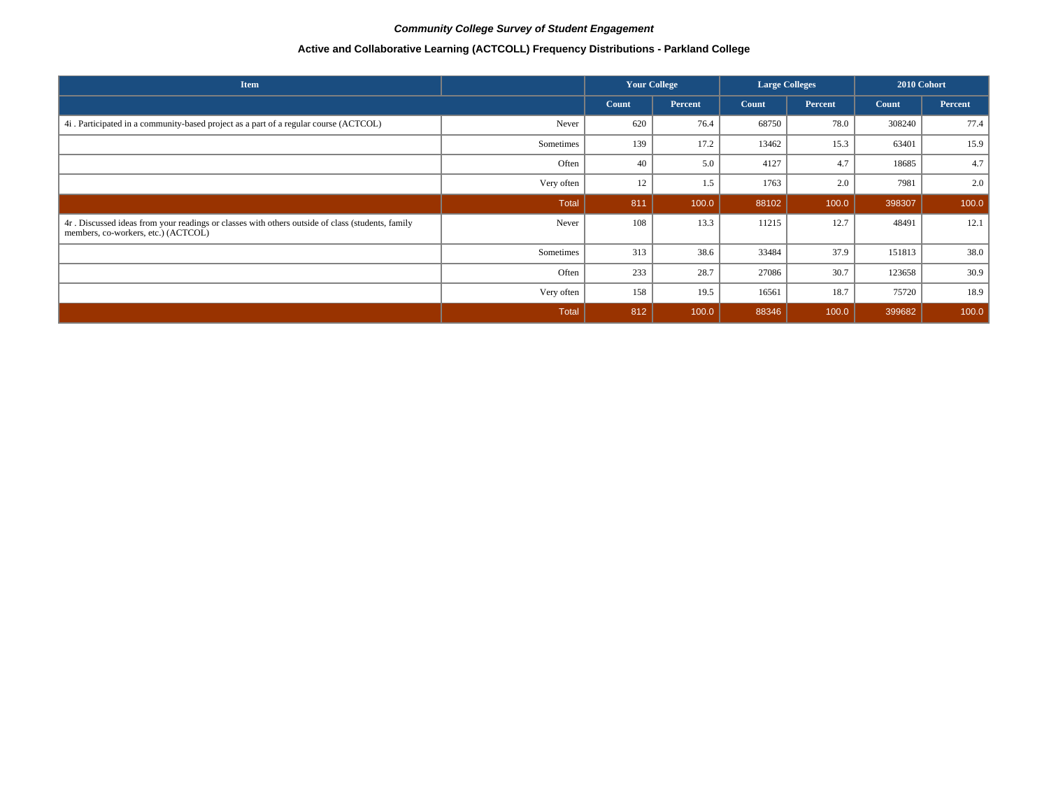***Community College Survey of Student Engagement***

**Active and Collaborative Learning (ACTCOLL) Frequency Distributions - Parkland College**

| Item | | Your College | | Large Colleges | | 2010 Cohort | |
|---|---|---|---|---|---|---|---|
| | | Count | Percent | Count | Percent | Count | Percent |
| 4i . Participated in a community-based project as a part of a regular course (ACTCOL) | Never | 620 | 76.4 | 68750 | 78.0 | 308240 | 77.4 |
| | Sometimes | 139 | 17.2 | 13462 | 15.3 | 63401 | 15.9 |
| | Often | 40 | 5.0 | 4127 | 4.7 | 18685 | 4.7 |
| | Very often | 12 | 1.5 | 1763 | 2.0 | 7981 | 2.0 |
| | Total | 811 | 100.0 | 88102 | 100.0 | 398307 | 100.0 |
| 4r . Discussed ideas from your readings or classes with others outside of class (students, family members, co-workers, etc.) (ACTCOL) | Never | 108 | 13.3 | 11215 | 12.7 | 48491 | 12.1 |
| | Sometimes | 313 | 38.6 | 33484 | 37.9 | 151813 | 38.0 |
| | Often | 233 | 28.7 | 27086 | 30.7 | 123658 | 30.9 |
| | Very often | 158 | 19.5 | 16561 | 18.7 | 75720 | 18.9 |
| | Total | 812 | 100.0 | 88346 | 100.0 | 399682 | 100.0 |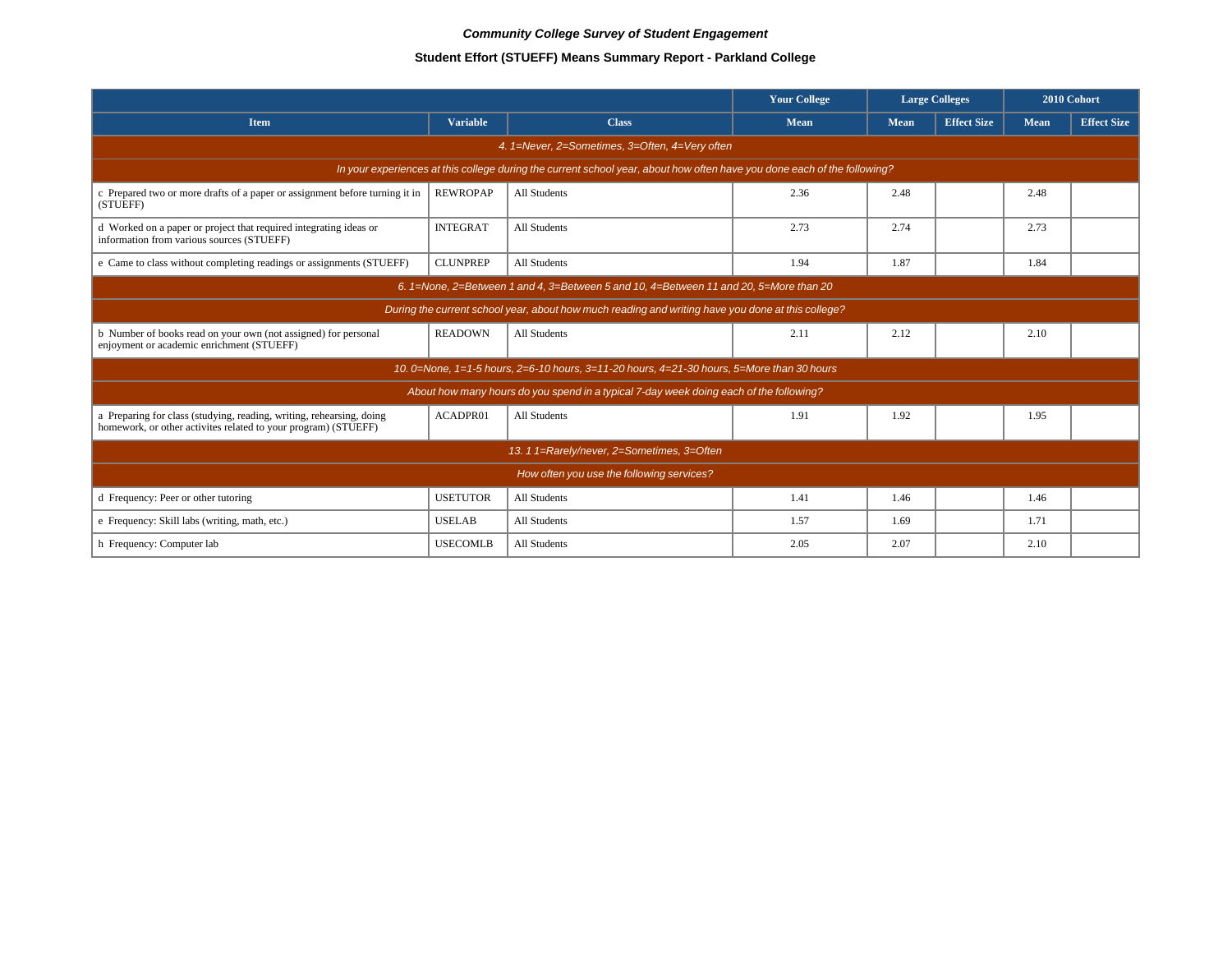*Community College Survey of Student Engagement*

**Student Effort (STUEFF) Means Summary Report - Parkland College**

| | | | Your College | Large Colleges | | 2010 Cohort | |
|---|---|---|---|---|---|---|---|
| **Item** | **Variable** | **Class** | **Mean** | **Mean** | **Effect Size** | **Mean** | **Effect Size** |
| *4. 1=Never, 2=Sometimes, 3=Often, 4=Very often* | | | | | | | |
| *In your experiences at this college during the current school year, about how often have you done each of the following?* | | | | | | | |
| c Prepared two or more drafts of a paper or assignment before turning it in (STUEFF) | REWROPAP | All Students | 2.36 | 2.48 | | 2.48 | |
| d Worked on a paper or project that required integrating ideas or information from various sources (STUEFF) | INTEGRAT | All Students | 2.73 | 2.74 | | 2.73 | |
| e Came to class without completing readings or assignments (STUEFF) | CLUNPREP | All Students | 1.94 | 1.87 | | 1.84 | |
| *6. 1=None, 2=Between 1 and 4, 3=Between 5 and 10, 4=Between 11 and 20, 5=More than 20* | | | | | | | |
| *During the current school year, about how much reading and writing have you done at this college?* | | | | | | | |
| b Number of books read on your own (not assigned) for personal enjoyment or academic enrichment (STUEFF) | READOWN | All Students | 2.11 | 2.12 | | 2.10 | |
| *10. 0=None, 1=1-5 hours, 2=6-10 hours, 3=11-20 hours, 4=21-30 hours, 5=More than 30 hours* | | | | | | | |
| *About how many hours do you spend in a typical 7-day week doing each of the following?* | | | | | | | |
| a Preparing for class (studying, reading, writing, rehearsing, doing homework, or other activites related to your program) (STUEFF) | ACADPR01 | All Students | 1.91 | 1.92 | | 1.95 | |
| *13. 1 1=Rarely/never, 2=Sometimes, 3=Often* | | | | | | | |
| *How often you use the following services?* | | | | | | | |
| d Frequency: Peer or other tutoring | USETUTOR | All Students | 1.41 | 1.46 | | 1.46 | |
| e Frequency: Skill labs (writing, math, etc.) | USELAB | All Students | 1.57 | 1.69 | | 1.71 | |
| h Frequency: Computer lab | USECOMLB | All Students | 2.05 | 2.07 | | 2.10 | |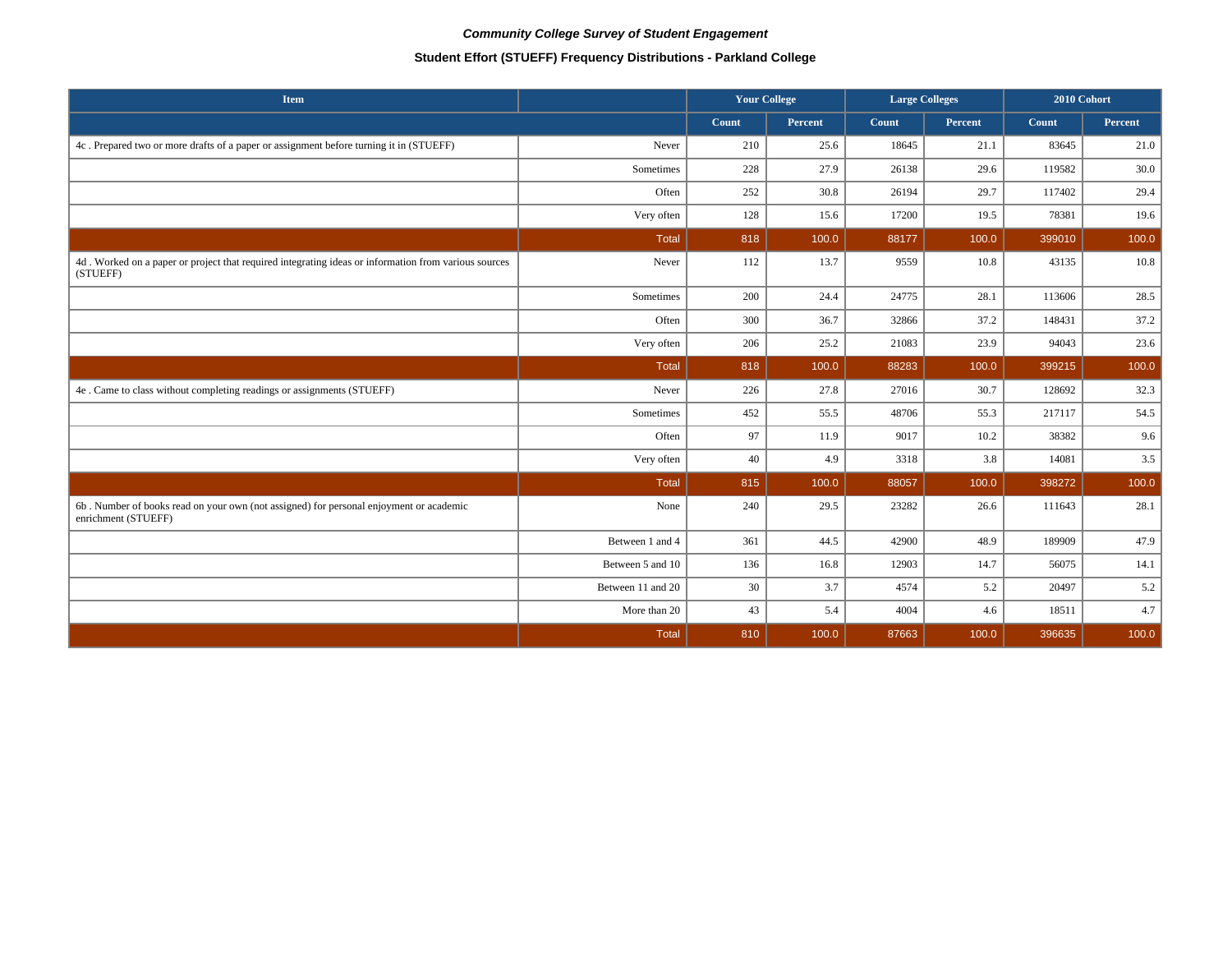*Community College Survey of Student Engagement*

**Student Effort (STUEFF) Frequency Distributions - Parkland College**

| Item | | Your College | | Large Colleges | | 2010 Cohort | |
|---|---|---|---|---|---|---|---|
| | | Count | Percent | Count | Percent | Count | Percent |
| 4c . Prepared two or more drafts of a paper or assignment before turning it in (STUEFF) | Never | 210 | 25.6 | 18645 | 21.1 | 83645 | 21.0 |
| | Sometimes | 228 | 27.9 | 26138 | 29.6 | 119582 | 30.0 |
| | Often | 252 | 30.8 | 26194 | 29.7 | 117402 | 29.4 |
| | Very often | 128 | 15.6 | 17200 | 19.5 | 78381 | 19.6 |
| | Total | 818 | 100.0 | 88177 | 100.0 | 399010 | 100.0 |
| 4d . Worked on a paper or project that required integrating ideas or information from various sources (STUEFF) | Never | 112 | 13.7 | 9559 | 10.8 | 43135 | 10.8 |
| | Sometimes | 200 | 24.4 | 24775 | 28.1 | 113606 | 28.5 |
| | Often | 300 | 36.7 | 32866 | 37.2 | 148431 | 37.2 |
| | Very often | 206 | 25.2 | 21083 | 23.9 | 94043 | 23.6 |
| | Total | 818 | 100.0 | 88283 | 100.0 | 399215 | 100.0 |
| 4e . Came to class without completing readings or assignments (STUEFF) | Never | 226 | 27.8 | 27016 | 30.7 | 128692 | 32.3 |
| | Sometimes | 452 | 55.5 | 48706 | 55.3 | 217117 | 54.5 |
| | Often | 97 | 11.9 | 9017 | 10.2 | 38382 | 9.6 |
| | Very often | 40 | 4.9 | 3318 | 3.8 | 14081 | 3.5 |
| | Total | 815 | 100.0 | 88057 | 100.0 | 398272 | 100.0 |
| 6b . Number of books read on your own (not assigned) for personal enjoyment or academic enrichment (STUEFF) | None | 240 | 29.5 | 23282 | 26.6 | 111643 | 28.1 |
| | Between 1 and 4 | 361 | 44.5 | 42900 | 48.9 | 189909 | 47.9 |
| | Between 5 and 10 | 136 | 16.8 | 12903 | 14.7 | 56075 | 14.1 |
| | Between 11 and 20 | 30 | 3.7 | 4574 | 5.2 | 20497 | 5.2 |
| | More than 20 | 43 | 5.4 | 4004 | 4.6 | 18511 | 4.7 |
| | Total | 810 | 100.0 | 87663 | 100.0 | 396635 | 100.0 |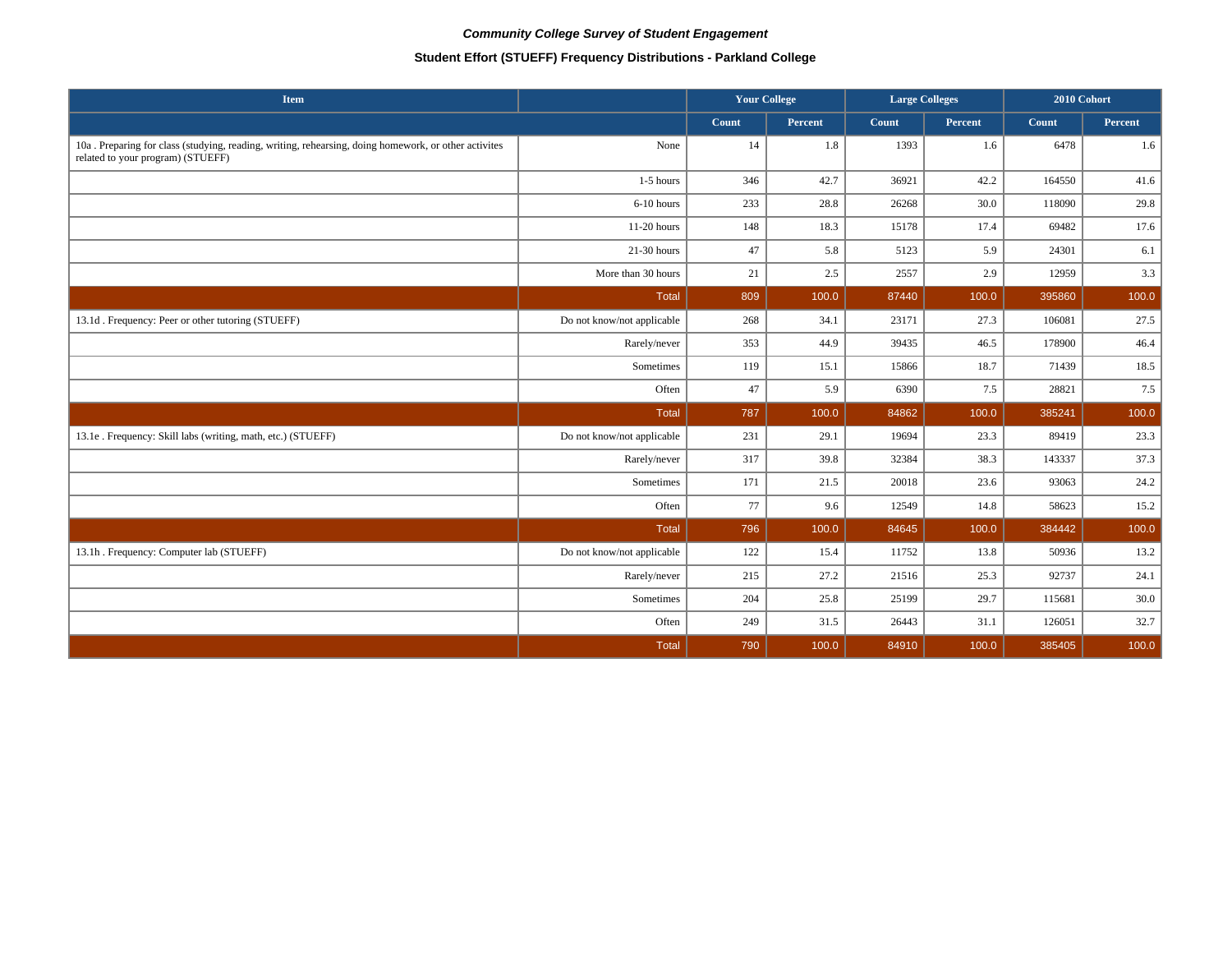*Community College Survey of Student Engagement*

**Student Effort (STUEFF) Frequency Distributions - Parkland College**

| Item | | Your College | | Large Colleges | | 2010 Cohort | |
|---|---|---|---|---|---|---|---|
| | | Count | Percent | Count | Percent | Count | Percent |
| 10a . Preparing for class (studying, reading, writing, rehearsing, doing homework, or other activites related to your program) (STUEFF) | None | 14 | 1.8 | 1393 | 1.6 | 6478 | 1.6 |
| | 1-5 hours | 346 | 42.7 | 36921 | 42.2 | 164550 | 41.6 |
| | 6-10 hours | 233 | 28.8 | 26268 | 30.0 | 118090 | 29.8 |
| | 11-20 hours | 148 | 18.3 | 15178 | 17.4 | 69482 | 17.6 |
| | 21-30 hours | 47 | 5.8 | 5123 | 5.9 | 24301 | 6.1 |
| | More than 30 hours | 21 | 2.5 | 2557 | 2.9 | 12959 | 3.3 |
| | Total | 809 | 100.0 | 87440 | 100.0 | 395860 | 100.0 |
| 13.1d . Frequency: Peer or other tutoring (STUEFF) | Do not know/not applicable | 268 | 34.1 | 23171 | 27.3 | 106081 | 27.5 |
| | Rarely/never | 353 | 44.9 | 39435 | 46.5 | 178900 | 46.4 |
| | Sometimes | 119 | 15.1 | 15866 | 18.7 | 71439 | 18.5 |
| | Often | 47 | 5.9 | 6390 | 7.5 | 28821 | 7.5 |
| | Total | 787 | 100.0 | 84862 | 100.0 | 385241 | 100.0 |
| 13.1e . Frequency: Skill labs (writing, math, etc.) (STUEFF) | Do not know/not applicable | 231 | 29.1 | 19694 | 23.3 | 89419 | 23.3 |
| | Rarely/never | 317 | 39.8 | 32384 | 38.3 | 143337 | 37.3 |
| | Sometimes | 171 | 21.5 | 20018 | 23.6 | 93063 | 24.2 |
| | Often | 77 | 9.6 | 12549 | 14.8 | 58623 | 15.2 |
| | Total | 796 | 100.0 | 84645 | 100.0 | 384442 | 100.0 |
| 13.1h . Frequency: Computer lab (STUEFF) | Do not know/not applicable | 122 | 15.4 | 11752 | 13.8 | 50936 | 13.2 |
| | Rarely/never | 215 | 27.2 | 21516 | 25.3 | 92737 | 24.1 |
| | Sometimes | 204 | 25.8 | 25199 | 29.7 | 115681 | 30.0 |
| | Often | 249 | 31.5 | 26443 | 31.1 | 126051 | 32.7 |
| | Total | 790 | 100.0 | 84910 | 100.0 | 385405 | 100.0 |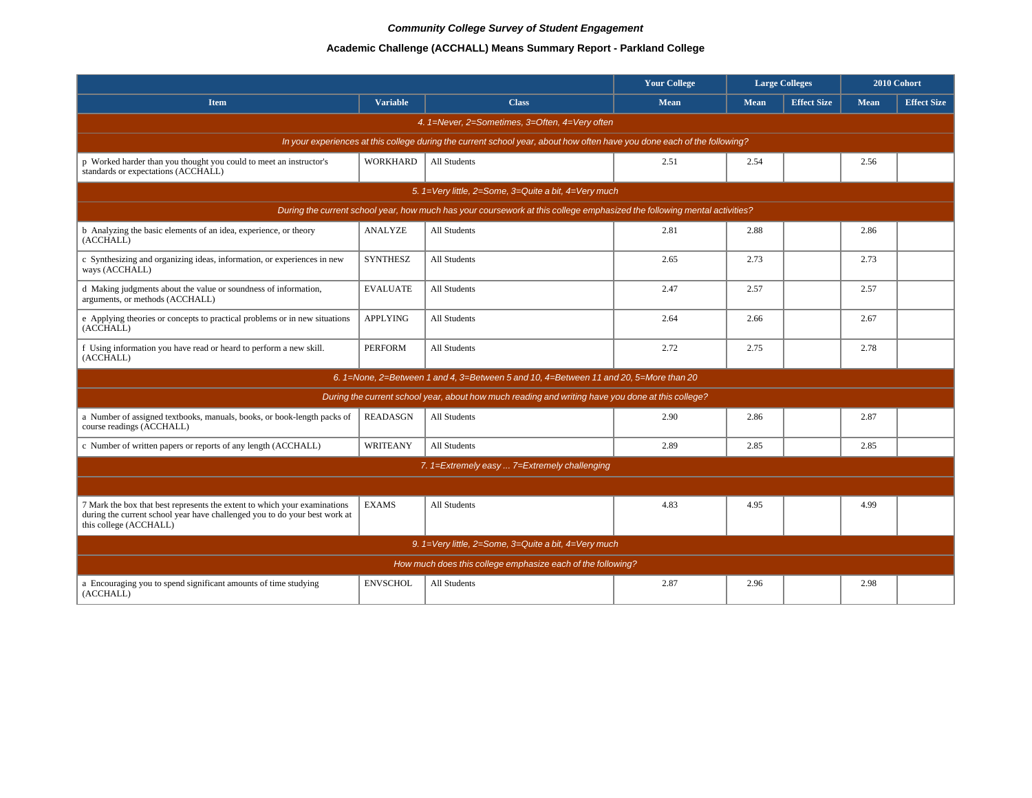*Community College Survey of Student Engagement*

**Academic Challenge (ACCHALL) Means Summary Report - Parkland College**

| | | | Your College | Large Colleges | | 2010 Cohort | |
|---|---|---|---|---|---|---|---|
| **Item** | **Variable** | **Class** | **Mean** | **Mean** | **Effect Size** | **Mean** | **Effect Size** |
| *4. 1=Never, 2=Sometimes, 3=Often, 4=Very often* | | | | | | | |
| *In your experiences at this college during the current school year, about how often have you done each of the following?* | | | | | | | |
| p Worked harder than you thought you could to meet an instructor's standards or expectations (ACCHALL) | WORKHARD | All Students | 2.51 | 2.54 | | 2.56 | |
| *5. 1=Very little, 2=Some, 3=Quite a bit, 4=Very much* | | | | | | | |
| *During the current school year, how much has your coursework at this college emphasized the following mental activities?* | | | | | | | |
| b Analyzing the basic elements of an idea, experience, or theory (ACCHALL) | ANALYZE | All Students | 2.81 | 2.88 | | 2.86 | |
| c Synthesizing and organizing ideas, information, or experiences in new ways (ACCHALL) | SYNTHESZ | All Students | 2.65 | 2.73 | | 2.73 | |
| d Making judgments about the value or soundness of information, arguments, or methods (ACCHALL) | EVALUATE | All Students | 2.47 | 2.57 | | 2.57 | |
| e Applying theories or concepts to practical problems or in new situations (ACCHALL) | APPLYING | All Students | 2.64 | 2.66 | | 2.67 | |
| f Using information you have read or heard to perform a new skill. (ACCHALL) | PERFORM | All Students | 2.72 | 2.75 | | 2.78 | |
| *6. 1=None, 2=Between 1 and 4, 3=Between 5 and 10, 4=Between 11 and 20, 5=More than 20* | | | | | | | |
| *During the current school year, about how much reading and writing have you done at this college?* | | | | | | | |
| a Number of assigned textbooks, manuals, books, or book-length packs of course readings (ACCHALL) | READASGN | All Students | 2.90 | 2.86 | | 2.87 | |
| c Number of written papers or reports of any length (ACCHALL) | WRITEANY | All Students | 2.89 | 2.85 | | 2.85 | |
| *7. 1=Extremely easy ... 7=Extremely challenging* | | | | | | | |
| 7 Mark the box that best represents the extent to which your examinations during the current school year have challenged you to do your best work at this college (ACCHALL) | EXAMS | All Students | 4.83 | 4.95 | | 4.99 | |
| *9. 1=Very little, 2=Some, 3=Quite a bit, 4=Very much* | | | | | | | |
| *How much does this college emphasize each of the following?* | | | | | | | |
| a Encouraging you to spend significant amounts of time studying (ACCHALL) | ENVSCHOL | All Students | 2.87 | 2.96 | | 2.98 | |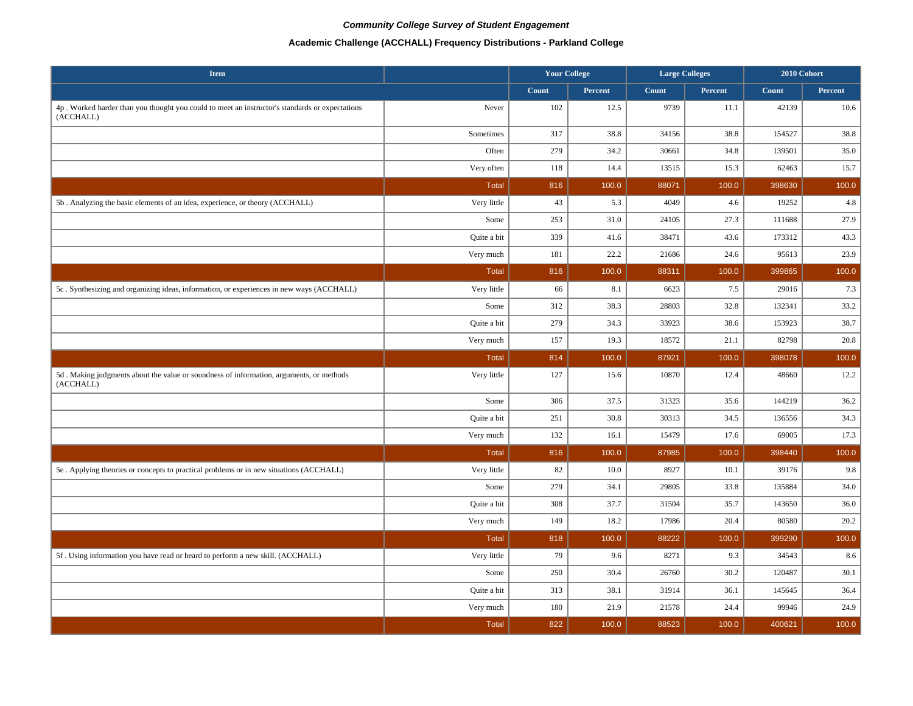*Community College Survey of Student Engagement*

**Academic Challenge (ACCHALL) Frequency Distributions - Parkland College**

| Item | | Your College | | Large Colleges | | 2010 Cohort | |
|---|---|---|---|---|---|---|---|
| | | Count | Percent | Count | Percent | Count | Percent |
| 4p . Worked harder than you thought you could to meet an instructor's standards or expectations (ACCHALL) | Never | 102 | 12.5 | 9739 | 11.1 | 42139 | 10.6 |
| | Sometimes | 317 | 38.8 | 34156 | 38.8 | 154527 | 38.8 |
| | Often | 279 | 34.2 | 30661 | 34.8 | 139501 | 35.0 |
| | Very often | 118 | 14.4 | 13515 | 15.3 | 62463 | 15.7 |
| | Total | 816 | 100.0 | 88071 | 100.0 | 398630 | 100.0 |
| 5b . Analyzing the basic elements of an idea, experience, or theory (ACCHALL) | Very little | 43 | 5.3 | 4049 | 4.6 | 19252 | 4.8 |
| | Some | 253 | 31.0 | 24105 | 27.3 | 111688 | 27.9 |
| | Quite a bit | 339 | 41.6 | 38471 | 43.6 | 173312 | 43.3 |
| | Very much | 181 | 22.2 | 21686 | 24.6 | 95613 | 23.9 |
| | Total | 816 | 100.0 | 88311 | 100.0 | 399865 | 100.0 |
| 5c . Synthesizing and organizing ideas, information, or experiences in new ways (ACCHALL) | Very little | 66 | 8.1 | 6623 | 7.5 | 29016 | 7.3 |
| | Some | 312 | 38.3 | 28803 | 32.8 | 132341 | 33.2 |
| | Quite a bit | 279 | 34.3 | 33923 | 38.6 | 153923 | 38.7 |
| | Very much | 157 | 19.3 | 18572 | 21.1 | 82798 | 20.8 |
| | Total | 814 | 100.0 | 87921 | 100.0 | 398078 | 100.0 |
| 5d . Making judgments about the value or soundness of information, arguments, or methods (ACCHALL) | Very little | 127 | 15.6 | 10870 | 12.4 | 48660 | 12.2 |
| | Some | 306 | 37.5 | 31323 | 35.6 | 144219 | 36.2 |
| | Quite a bit | 251 | 30.8 | 30313 | 34.5 | 136556 | 34.3 |
| | Very much | 132 | 16.1 | 15479 | 17.6 | 69005 | 17.3 |
| | Total | 816 | 100.0 | 87985 | 100.0 | 398440 | 100.0 |
| 5e . Applying theories or concepts to practical problems or in new situations (ACCHALL) | Very little | 82 | 10.0 | 8927 | 10.1 | 39176 | 9.8 |
| | Some | 279 | 34.1 | 29805 | 33.8 | 135884 | 34.0 |
| | Quite a bit | 308 | 37.7 | 31504 | 35.7 | 143650 | 36.0 |
| | Very much | 149 | 18.2 | 17986 | 20.4 | 80580 | 20.2 |
| | Total | 818 | 100.0 | 88222 | 100.0 | 399290 | 100.0 |
| 5f . Using information you have read or heard to perform a new skill. (ACCHALL) | Very little | 79 | 9.6 | 8271 | 9.3 | 34543 | 8.6 |
| | Some | 250 | 30.4 | 26760 | 30.2 | 120487 | 30.1 |
| | Quite a bit | 313 | 38.1 | 31914 | 36.1 | 145645 | 36.4 |
| | Very much | 180 | 21.9 | 21578 | 24.4 | 99946 | 24.9 |
| | Total | 822 | 100.0 | 88523 | 100.0 | 400621 | 100.0 |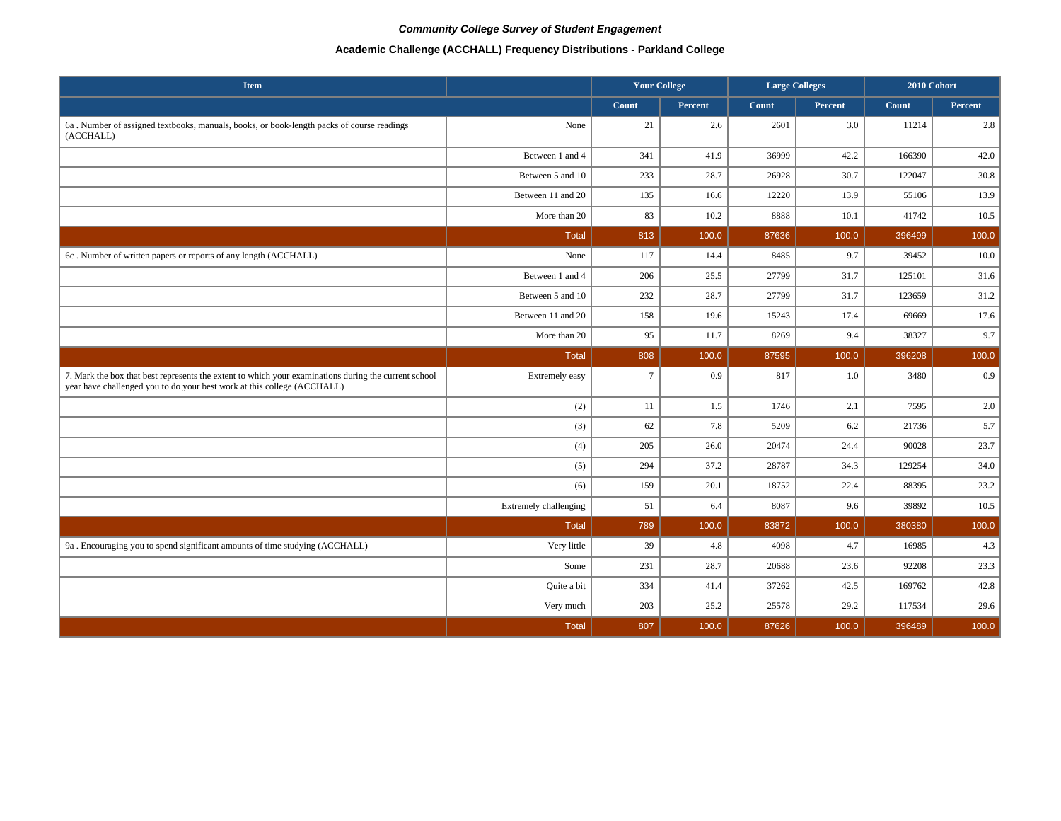*Community College Survey of Student Engagement*

**Academic Challenge (ACCHALL) Frequency Distributions - Parkland College**

| Item | | Your College | | Large Colleges | | 2010 Cohort | |
|---|---|---|---|---|---|---|---|
| | | Count | Percent | Count | Percent | Count | Percent |
| 6a . Number of assigned textbooks, manuals, books, or book-length packs of course readings (ACCHALL) | None | 21 | 2.6 | 2601 | 3.0 | 11214 | 2.8 |
| | Between 1 and 4 | 341 | 41.9 | 36999 | 42.2 | 166390 | 42.0 |
| | Between 5 and 10 | 233 | 28.7 | 26928 | 30.7 | 122047 | 30.8 |
| | Between 11 and 20 | 135 | 16.6 | 12220 | 13.9 | 55106 | 13.9 |
| | More than 20 | 83 | 10.2 | 8888 | 10.1 | 41742 | 10.5 |
| | Total | 813 | 100.0 | 87636 | 100.0 | 396499 | 100.0 |
| 6c . Number of written papers or reports of any length (ACCHALL) | None | 117 | 14.4 | 8485 | 9.7 | 39452 | 10.0 |
| | Between 1 and 4 | 206 | 25.5 | 27799 | 31.7 | 125101 | 31.6 |
| | Between 5 and 10 | 232 | 28.7 | 27799 | 31.7 | 123659 | 31.2 |
| | Between 11 and 20 | 158 | 19.6 | 15243 | 17.4 | 69669 | 17.6 |
| | More than 20 | 95 | 11.7 | 8269 | 9.4 | 38327 | 9.7 |
| | Total | 808 | 100.0 | 87595 | 100.0 | 396208 | 100.0 |
| 7. Mark the box that best represents the extent to which your examinations during the current school year have challenged you to do your best work at this college (ACCHALL) | Extremely easy | 7 | 0.9 | 817 | 1.0 | 3480 | 0.9 |
| | (2) | 11 | 1.5 | 1746 | 2.1 | 7595 | 2.0 |
| | (3) | 62 | 7.8 | 5209 | 6.2 | 21736 | 5.7 |
| | (4) | 205 | 26.0 | 20474 | 24.4 | 90028 | 23.7 |
| | (5) | 294 | 37.2 | 28787 | 34.3 | 129254 | 34.0 |
| | (6) | 159 | 20.1 | 18752 | 22.4 | 88395 | 23.2 |
| | Extremely challenging | 51 | 6.4 | 8087 | 9.6 | 39892 | 10.5 |
| | Total | 789 | 100.0 | 83872 | 100.0 | 380380 | 100.0 |
| 9a . Encouraging you to spend significant amounts of time studying (ACCHALL) | Very little | 39 | 4.8 | 4098 | 4.7 | 16985 | 4.3 |
| | Some | 231 | 28.7 | 20688 | 23.6 | 92208 | 23.3 |
| | Quite a bit | 334 | 41.4 | 37262 | 42.5 | 169762 | 42.8 |
| | Very much | 203 | 25.2 | 25578 | 29.2 | 117534 | 29.6 |
| | Total | 807 | 100.0 | 87626 | 100.0 | 396489 | 100.0 |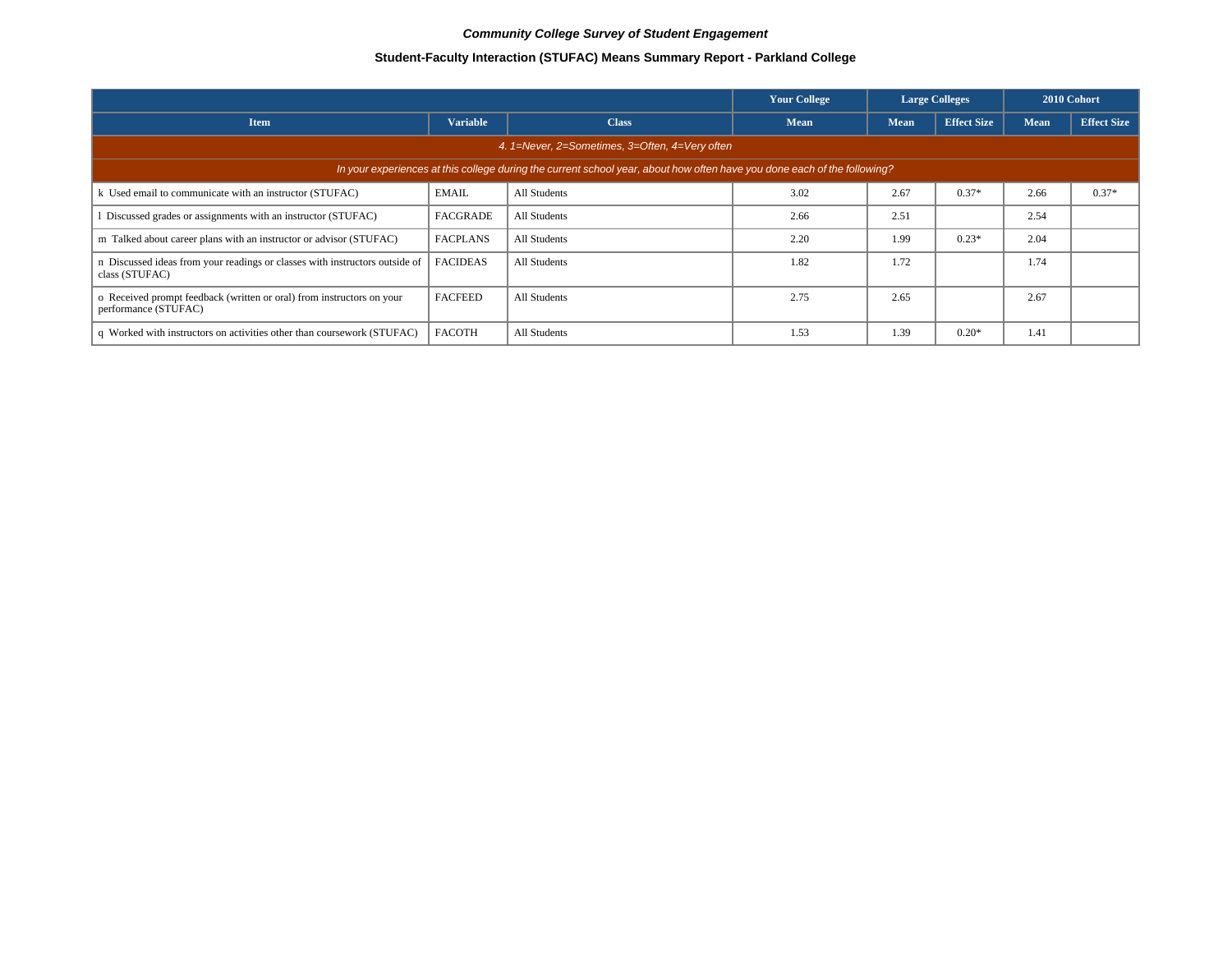***Community College Survey of Student Engagement***

**Student-Faculty Interaction (STUFAC) Means Summary Report - Parkland College**

| | | | Your College | Large Colleges | | 2010 Cohort | |
|---|---|---|---|---|---|---|---|
| **Item** | **Variable** | **Class** | **Mean** | **Mean** | **Effect Size** | **Mean** | **Effect Size** |
| *4. 1=Never, 2=Sometimes, 3=Often, 4=Very often* | | | | | | | |
| *In your experiences at this college during the current school year, about how often have you done each of the following?* | | | | | | | |
| k Used email to communicate with an instructor (STUFAC) | EMAIL | All Students | 3.02 | 2.67 | 0.37* | 2.66 | 0.37* |
| l Discussed grades or assignments with an instructor (STUFAC) | FACGRADE | All Students | 2.66 | 2.51 | | 2.54 | |
| m Talked about career plans with an instructor or advisor (STUFAC) | FACPLANS | All Students | 2.20 | 1.99 | 0.23* | 2.04 | |
| n Discussed ideas from your readings or classes with instructors outside of class (STUFAC) | FACIDEAS | All Students | 1.82 | 1.72 | | 1.74 | |
| o Received prompt feedback (written or oral) from instructors on your performance (STUFAC) | FACFEED | All Students | 2.75 | 2.65 | | 2.67 | |
| q Worked with instructors on activities other than coursework (STUFAC) | FACOTH | All Students | 1.53 | 1.39 | 0.20* | 1.41 | |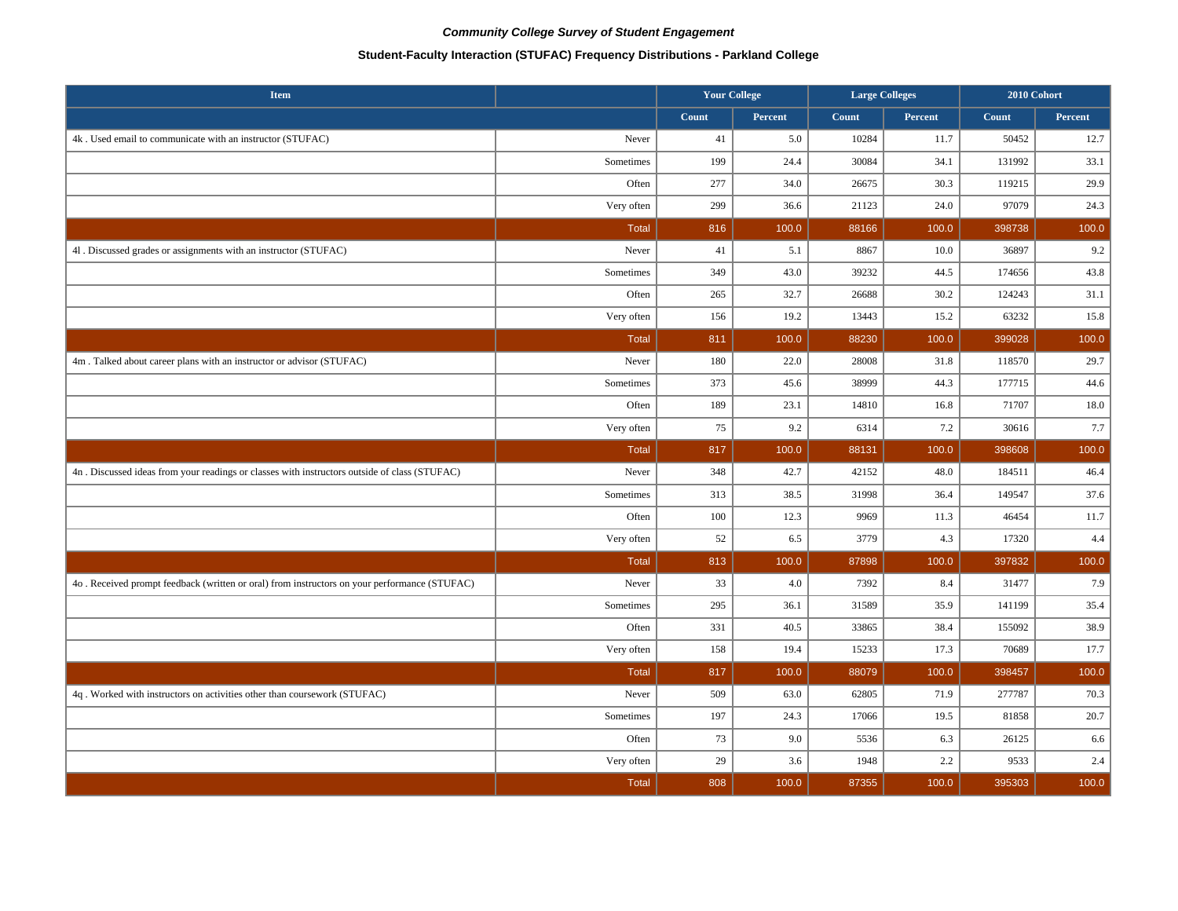*Community College Survey of Student Engagement*

**Student-Faculty Interaction (STUFAC) Frequency Distributions - Parkland College**

| Item | | Your College | | Large Colleges | | 2010 Cohort | |
|---|---|---|---|---|---|---|---|
| | | Count | Percent | Count | Percent | Count | Percent |
| 4k . Used email to communicate with an instructor (STUFAC) | Never | 41 | 5.0 | 10284 | 11.7 | 50452 | 12.7 |
| | Sometimes | 199 | 24.4 | 30084 | 34.1 | 131992 | 33.1 |
| | Often | 277 | 34.0 | 26675 | 30.3 | 119215 | 29.9 |
| | Very often | 299 | 36.6 | 21123 | 24.0 | 97079 | 24.3 |
| | Total | 816 | 100.0 | 88166 | 100.0 | 398738 | 100.0 |
| 4l . Discussed grades or assignments with an instructor (STUFAC) | Never | 41 | 5.1 | 8867 | 10.0 | 36897 | 9.2 |
| | Sometimes | 349 | 43.0 | 39232 | 44.5 | 174656 | 43.8 |
| | Often | 265 | 32.7 | 26688 | 30.2 | 124243 | 31.1 |
| | Very often | 156 | 19.2 | 13443 | 15.2 | 63232 | 15.8 |
| | Total | 811 | 100.0 | 88230 | 100.0 | 399028 | 100.0 |
| 4m . Talked about career plans with an instructor or advisor (STUFAC) | Never | 180 | 22.0 | 28008 | 31.8 | 118570 | 29.7 |
| | Sometimes | 373 | 45.6 | 38999 | 44.3 | 177715 | 44.6 |
| | Often | 189 | 23.1 | 14810 | 16.8 | 71707 | 18.0 |
| | Very often | 75 | 9.2 | 6314 | 7.2 | 30616 | 7.7 |
| | Total | 817 | 100.0 | 88131 | 100.0 | 398608 | 100.0 |
| 4n . Discussed ideas from your readings or classes with instructors outside of class (STUFAC) | Never | 348 | 42.7 | 42152 | 48.0 | 184511 | 46.4 |
| | Sometimes | 313 | 38.5 | 31998 | 36.4 | 149547 | 37.6 |
| | Often | 100 | 12.3 | 9969 | 11.3 | 46454 | 11.7 |
| | Very often | 52 | 6.5 | 3779 | 4.3 | 17320 | 4.4 |
| | Total | 813 | 100.0 | 87898 | 100.0 | 397832 | 100.0 |
| 4o . Received prompt feedback (written or oral) from instructors on your performance (STUFAC) | Never | 33 | 4.0 | 7392 | 8.4 | 31477 | 7.9 |
| | Sometimes | 295 | 36.1 | 31589 | 35.9 | 141199 | 35.4 |
| | Often | 331 | 40.5 | 33865 | 38.4 | 155092 | 38.9 |
| | Very often | 158 | 19.4 | 15233 | 17.3 | 70689 | 17.7 |
| | Total | 817 | 100.0 | 88079 | 100.0 | 398457 | 100.0 |
| 4q . Worked with instructors on activities other than coursework (STUFAC) | Never | 509 | 63.0 | 62805 | 71.9 | 277787 | 70.3 |
| | Sometimes | 197 | 24.3 | 17066 | 19.5 | 81858 | 20.7 |
| | Often | 73 | 9.0 | 5536 | 6.3 | 26125 | 6.6 |
| | Very often | 29 | 3.6 | 1948 | 2.2 | 9533 | 2.4 |
| | Total | 808 | 100.0 | 87355 | 100.0 | 395303 | 100.0 |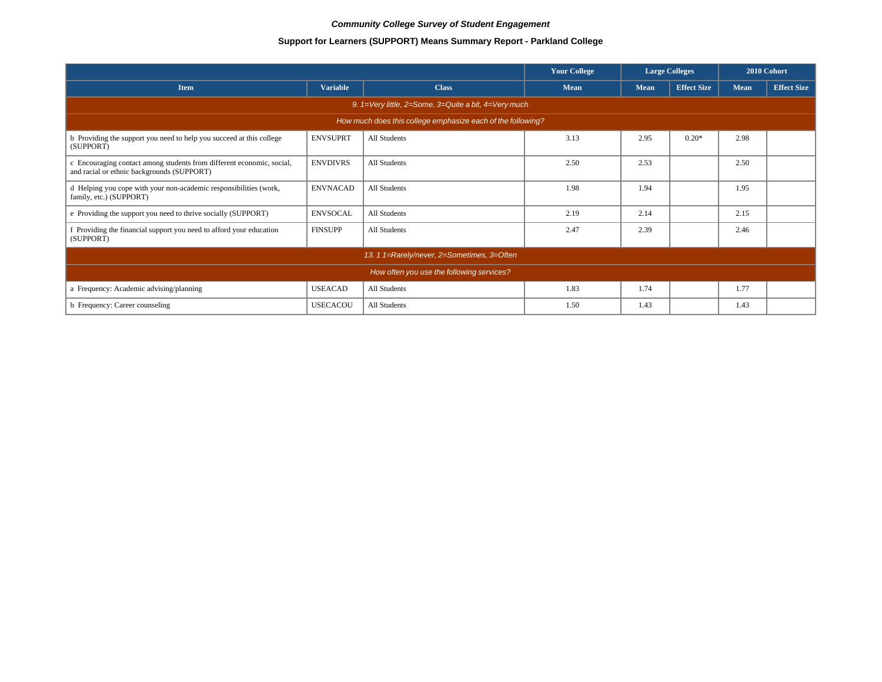*Community College Survey of Student Engagement*

**Support for Learners (SUPPORT) Means Summary Report - Parkland College**

| | | | Your College | Large Colleges | | 2010 Cohort | |
|---|---|---|---|---|---|---|---|
| **Item** | **Variable** | **Class** | **Mean** | **Mean** | **Effect Size** | **Mean** | **Effect Size** |
| *9. 1=Very little, 2=Some, 3=Quite a bit, 4=Very much* | | | | | | | |
| *How much does this college emphasize each of the following?* | | | | | | | |
| b Providing the support you need to help you succeed at this college (SUPPORT) | ENVSUPRT | All Students | 3.13 | 2.95 | 0.20* | 2.98 | |
| c Encouraging contact among students from different economic, social, and racial or ethnic backgrounds (SUPPORT) | ENVDIVRS | All Students | 2.50 | 2.53 | | 2.50 | |
| d Helping you cope with your non-academic responsibilities (work, family, etc.) (SUPPORT) | ENVNACAD | All Students | 1.98 | 1.94 | | 1.95 | |
| e Providing the support you need to thrive socially (SUPPORT) | ENVSOCAL | All Students | 2.19 | 2.14 | | 2.15 | |
| f Providing the financial support you need to afford your education (SUPPORT) | FINSUPP | All Students | 2.47 | 2.39 | | 2.46 | |
| *13. 1 1=Rarely/never, 2=Sometimes, 3=Often* | | | | | | | |
| *How often you use the following services?* | | | | | | | |
| a Frequency: Academic advising/planning | USEACAD | All Students | 1.83 | 1.74 | | 1.77 | |
| b Frequency: Career counseling | USECACOU | All Students | 1.50 | 1.43 | | 1.43 | |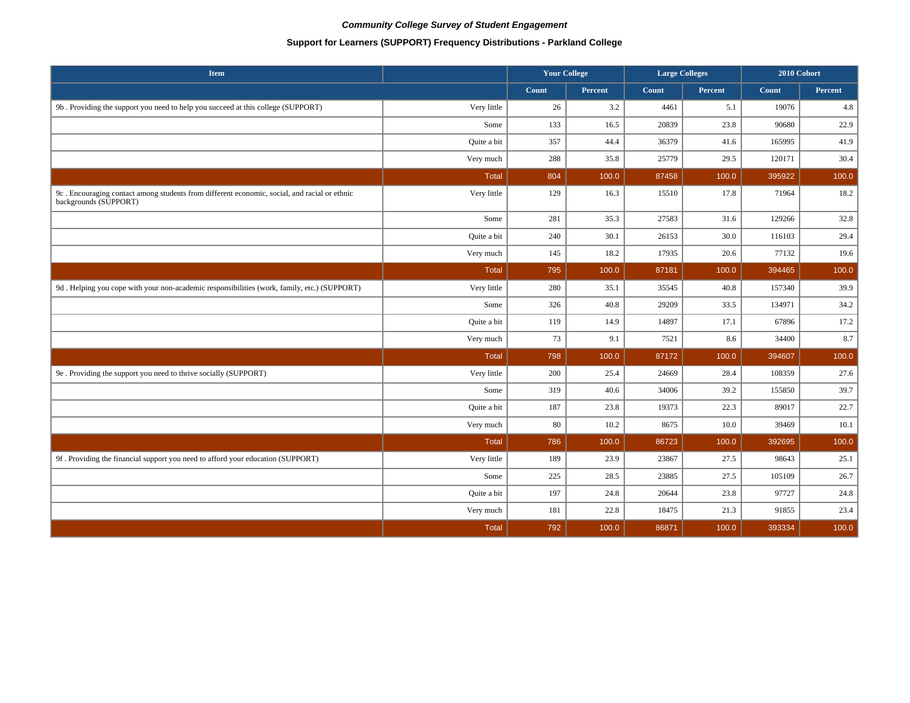*Community College Survey of Student Engagement*

**Support for Learners (SUPPORT) Frequency Distributions - Parkland College**

| Item | | Your College | | Large Colleges | | 2010 Cohort | |
|---|---|---|---|---|---|---|---|
| | | Count | Percent | Count | Percent | Count | Percent |
| 9b . Providing the support you need to help you succeed at this college (SUPPORT) | Very little | 26 | 3.2 | 4461 | 5.1 | 19076 | 4.8 |
| | Some | 133 | 16.5 | 20839 | 23.8 | 90680 | 22.9 |
| | Quite a bit | 357 | 44.4 | 36379 | 41.6 | 165995 | 41.9 |
| | Very much | 288 | 35.8 | 25779 | 29.5 | 120171 | 30.4 |
| | Total | 804 | 100.0 | 87458 | 100.0 | 395922 | 100.0 |
| 9c . Encouraging contact among students from different economic, social, and racial or ethnic backgrounds (SUPPORT) | Very little | 129 | 16.3 | 15510 | 17.8 | 71964 | 18.2 |
| | Some | 281 | 35.3 | 27583 | 31.6 | 129266 | 32.8 |
| | Quite a bit | 240 | 30.1 | 26153 | 30.0 | 116103 | 29.4 |
| | Very much | 145 | 18.2 | 17935 | 20.6 | 77132 | 19.6 |
| | Total | 795 | 100.0 | 87181 | 100.0 | 394465 | 100.0 |
| 9d . Helping you cope with your non-academic responsibilities (work, family, etc.) (SUPPORT) | Very little | 280 | 35.1 | 35545 | 40.8 | 157340 | 39.9 |
| | Some | 326 | 40.8 | 29209 | 33.5 | 134971 | 34.2 |
| | Quite a bit | 119 | 14.9 | 14897 | 17.1 | 67896 | 17.2 |
| | Very much | 73 | 9.1 | 7521 | 8.6 | 34400 | 8.7 |
| | Total | 798 | 100.0 | 87172 | 100.0 | 394607 | 100.0 |
| 9e . Providing the support you need to thrive socially (SUPPORT) | Very little | 200 | 25.4 | 24669 | 28.4 | 108359 | 27.6 |
| | Some | 319 | 40.6 | 34006 | 39.2 | 155850 | 39.7 |
| | Quite a bit | 187 | 23.8 | 19373 | 22.3 | 89017 | 22.7 |
| | Very much | 80 | 10.2 | 8675 | 10.0 | 39469 | 10.1 |
| | Total | 786 | 100.0 | 86723 | 100.0 | 392695 | 100.0 |
| 9f . Providing the financial support you need to afford your education (SUPPORT) | Very little | 189 | 23.9 | 23867 | 27.5 | 98643 | 25.1 |
| | Some | 225 | 28.5 | 23885 | 27.5 | 105109 | 26.7 |
| | Quite a bit | 197 | 24.8 | 20644 | 23.8 | 97727 | 24.8 |
| | Very much | 181 | 22.8 | 18475 | 21.3 | 91855 | 23.4 |
| | Total | 792 | 100.0 | 86871 | 100.0 | 393334 | 100.0 |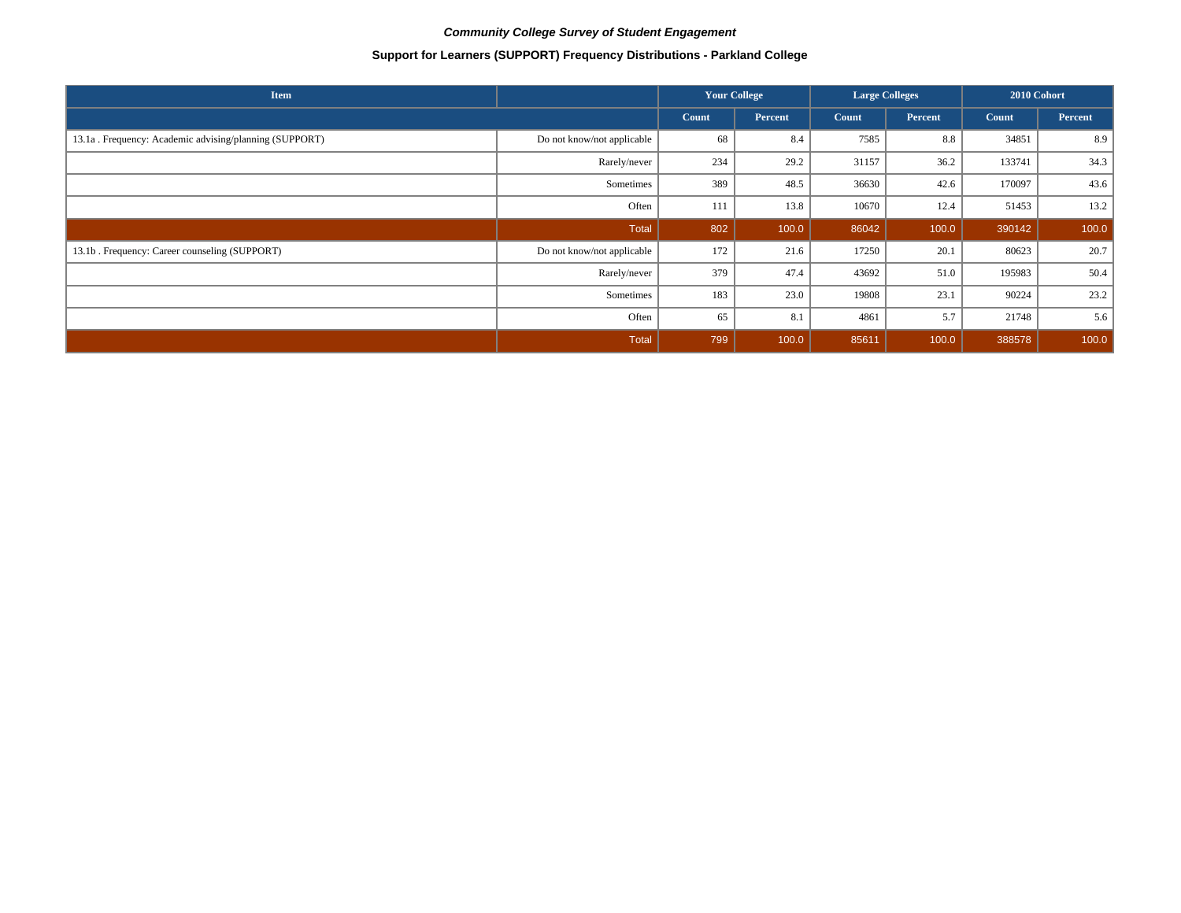*Community College Survey of Student Engagement*

**Support for Learners (SUPPORT) Frequency Distributions - Parkland College**

| Item | | Your College | | Large Colleges | | 2010 Cohort | |
|---|---|---|---|---|---|---|---|
| | | Count | Percent | Count | Percent | Count | Percent |
| 13.1a . Frequency: Academic advising/planning (SUPPORT) | Do not know/not applicable | 68 | 8.4 | 7585 | 8.8 | 34851 | 8.9 |
| | Rarely/never | 234 | 29.2 | 31157 | 36.2 | 133741 | 34.3 |
| | Sometimes | 389 | 48.5 | 36630 | 42.6 | 170097 | 43.6 |
| | Often | 111 | 13.8 | 10670 | 12.4 | 51453 | 13.2 |
| | Total | 802 | 100.0 | 86042 | 100.0 | 390142 | 100.0 |
| 13.1b . Frequency: Career counseling (SUPPORT) | Do not know/not applicable | 172 | 21.6 | 17250 | 20.1 | 80623 | 20.7 |
| | Rarely/never | 379 | 47.4 | 43692 | 51.0 | 195983 | 50.4 |
| | Sometimes | 183 | 23.0 | 19808 | 23.1 | 90224 | 23.2 |
| | Often | 65 | 8.1 | 4861 | 5.7 | 21748 | 5.6 |
| | Total | 799 | 100.0 | 85611 | 100.0 | 388578 | 100.0 |